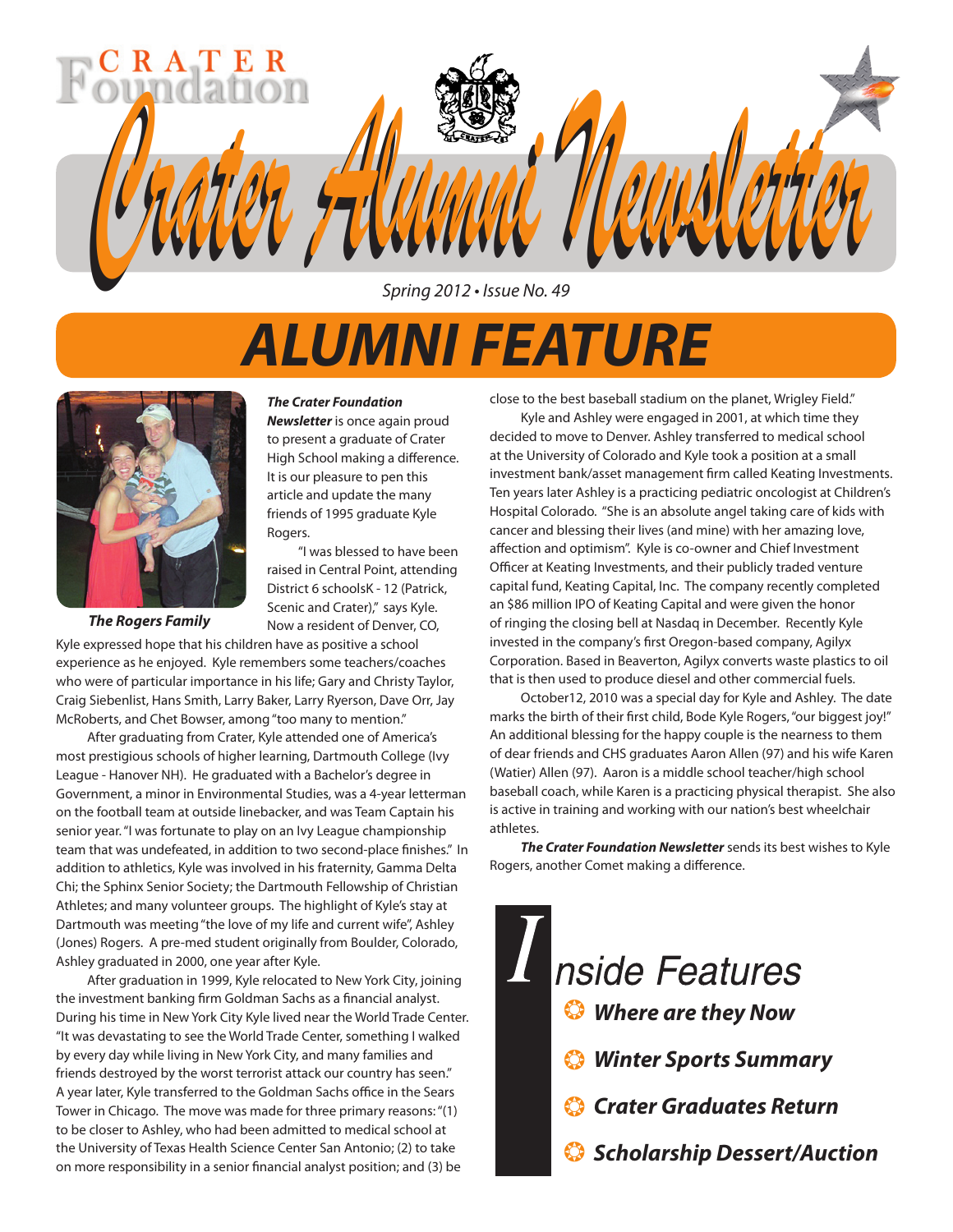CRATER Foundation

# Crater Alumni Newsletter

*Spring 2012 • Issue No. 49*

## ALUMNI FEATURE

**The Rogers Family**

***The Crater Foundation Newsletter*** is once again proud to present a graduate of Crater High School making a difference. It is our pleasure to pen this article and update the many friends of 1995 graduate Kyle Rogers.

"I was blessed to have been raised in Central Point, attending District 6 schoolsK - 12 (Patrick, Scenic and Crater)," says Kyle. Now a resident of Denver, CO, Kyle expressed hope that his children have as positive a school experience as he enjoyed. Kyle remembers some teachers/coaches who were of particular importance in his life; Gary and Christy Taylor, Craig Siebenlist, Hans Smith, Larry Baker, Larry Ryerson, Dave Orr, Jay McRoberts, and Chet Bowser, among "too many to mention."

After graduating from Crater, Kyle attended one of America's most prestigious schools of higher learning, Dartmouth College (Ivy League - Hanover NH). He graduated with a Bachelor's degree in Government, a minor in Environmental Studies, was a 4-year letterman on the football team at outside linebacker, and was Team Captain his senior year. "I was fortunate to play on an Ivy League championship team that was undefeated, in addition to two second-place finishes." In addition to athletics, Kyle was involved in his fraternity, Gamma Delta Chi; the Sphinx Senior Society; the Dartmouth Fellowship of Christian Athletes; and many volunteer groups. The highlight of Kyle's stay at Dartmouth was meeting "the love of my life and current wife", Ashley (Jones) Rogers. A pre-med student originally from Boulder, Colorado, Ashley graduated in 2000, one year after Kyle.

After graduation in 1999, Kyle relocated to New York City, joining the investment banking firm Goldman Sachs as a financial analyst. During his time in New York City Kyle lived near the World Trade Center. "It was devastating to see the World Trade Center, something I walked by every day while living in New York City, and many families and friends destroyed by the worst terrorist attack our country has seen." A year later, Kyle transferred to the Goldman Sachs office in the Sears Tower in Chicago. The move was made for three primary reasons: "(1) to be closer to Ashley, who had been admitted to medical school at the University of Texas Health Science Center San Antonio; (2) to take on more responsibility in a senior financial analyst position; and (3) be close to the best baseball stadium on the planet, Wrigley Field."

Kyle and Ashley were engaged in 2001, at which time they decided to move to Denver. Ashley transferred to medical school at the University of Colorado and Kyle took a position at a small investment bank/asset management firm called Keating Investments. Ten years later Ashley is a practicing pediatric oncologist at Children's Hospital Colorado. "She is an absolute angel taking care of kids with cancer and blessing their lives (and mine) with her amazing love, affection and optimism". Kyle is co-owner and Chief Investment Officer at Keating Investments, and their publicly traded venture capital fund, Keating Capital, Inc. The company recently completed an $86 million IPO of Keating Capital and were given the honor of ringing the closing bell at Nasdaq in December. Recently Kyle invested in the company's first Oregon-based company, Agilyx Corporation. Based in Beaverton, Agilyx converts waste plastics to oil that is then used to produce diesel and other commercial fuels.

October12, 2010 was a special day for Kyle and Ashley. The date marks the birth of their first child, Bode Kyle Rogers, "our biggest joy!" An additional blessing for the happy couple is the nearness to them of dear friends and CHS graduates Aaron Allen (97) and his wife Karen (Watier) Allen (97). Aaron is a middle school teacher/high school baseball coach, while Karen is a practicing physical therapist. She also is active in training and working with our nation's best wheelchair athletes.

***The Crater Foundation Newsletter*** sends its best wishes to Kyle Rogers, another Comet making a difference.

## Inside Features

- ***Where are they Now***
- ***Winter Sports Summary***
- ***Crater Graduates Return***
- ***Scholarship Dessert/Auction***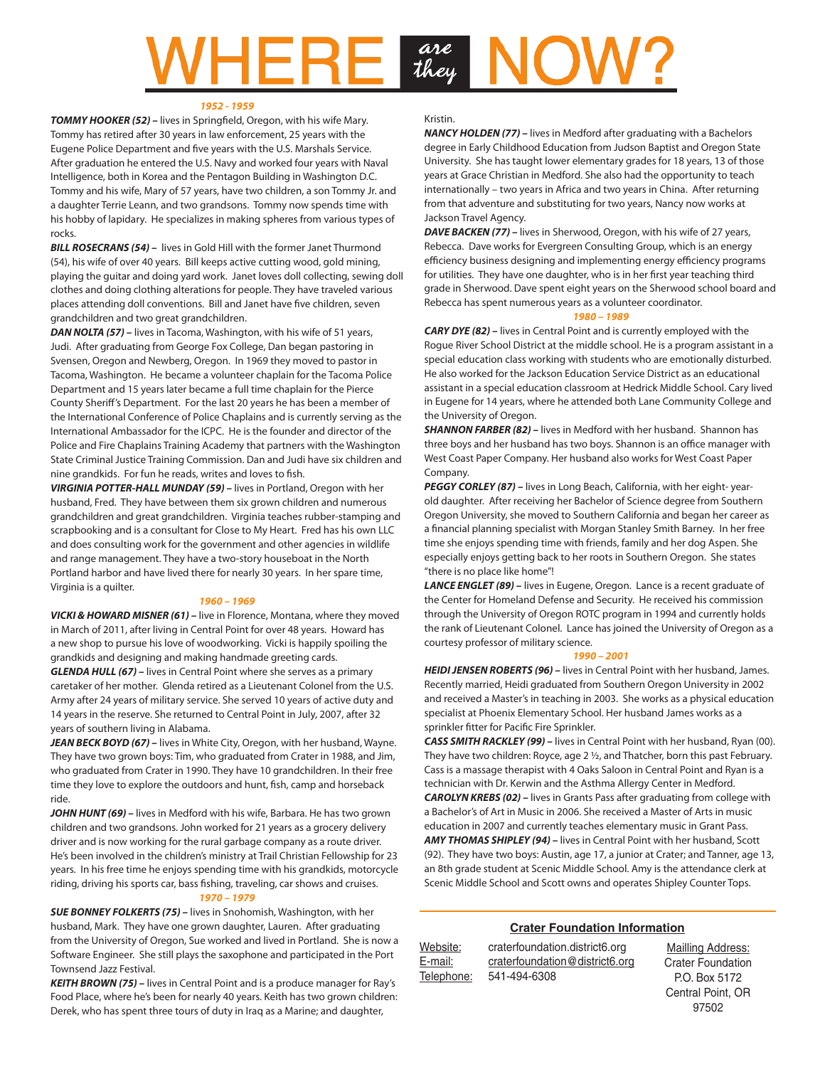# WHERE *are they* NOW?

### *1952 - 1959*

***TOMMY HOOKER (52) –*** lives in Springfield, Oregon, with his wife Mary. Tommy has retired after 30 years in law enforcement, 25 years with the Eugene Police Department and five years with the U.S. Marshals Service. After graduation he entered the U.S. Navy and worked four years with Naval Intelligence, both in Korea and the Pentagon Building in Washington D.C. Tommy and his wife, Mary of 57 years, have two children, a son Tommy Jr. and a daughter Terrie Leann, and two grandsons. Tommy now spends time with his hobby of lapidary. He specializes in making spheres from various types of rocks.

***BILL ROSECRANS (54) –*** lives in Gold Hill with the former Janet Thurmond (54), his wife of over 40 years. Bill keeps active cutting wood, gold mining, playing the guitar and doing yard work. Janet loves doll collecting, sewing doll clothes and doing clothing alterations for people. They have traveled various places attending doll conventions. Bill and Janet have five children, seven grandchildren and two great grandchildren.

***DAN NOLTA (57) –*** lives in Tacoma, Washington, with his wife of 51 years, Judi. After graduating from George Fox College, Dan began pastoring in Svensen, Oregon and Newberg, Oregon. In 1969 they moved to pastor in Tacoma, Washington. He became a volunteer chaplain for the Tacoma Police Department and 15 years later became a full time chaplain for the Pierce County Sheriff's Department. For the last 20 years he has been a member of the International Conference of Police Chaplains and is currently serving as the International Ambassador for the ICPC. He is the founder and director of the Police and Fire Chaplains Training Academy that partners with the Washington State Criminal Justice Training Commission. Dan and Judi have six children and nine grandkids. For fun he reads, writes and loves to fish.

***VIRGINIA POTTER-HALL MUNDAY (59) –*** lives in Portland, Oregon with her husband, Fred. They have between them six grown children and numerous grandchildren and great grandchildren. Virginia teaches rubber-stamping and scrapbooking and is a consultant for Close to My Heart. Fred has his own LLC and does consulting work for the government and other agencies in wildlife and range management. They have a two-story houseboat in the North Portland harbor and have lived there for nearly 30 years. In her spare time, Virginia is a quilter.

### *1960 – 1969*

***VICKI & HOWARD MISNER (61) –*** live in Florence, Montana, where they moved in March of 2011, after living in Central Point for over 48 years. Howard has a new shop to pursue his love of woodworking. Vicki is happily spoiling the grandkids and designing and making handmade greeting cards.

***GLENDA HULL (67) –*** lives in Central Point where she serves as a primary caretaker of her mother. Glenda retired as a Lieutenant Colonel from the U.S. Army after 24 years of military service. She served 10 years of active duty and 14 years in the reserve. She returned to Central Point in July, 2007, after 32 years of southern living in Alabama.

***JEAN BECK BOYD (67) –*** lives in White City, Oregon, with her husband, Wayne. They have two grown boys: Tim, who graduated from Crater in 1988, and Jim, who graduated from Crater in 1990. They have 10 grandchildren. In their free time they love to explore the outdoors and hunt, fish, camp and horseback ride.

***JOHN HUNT (69) –*** lives in Medford with his wife, Barbara. He has two grown children and two grandsons. John worked for 21 years as a grocery delivery driver and is now working for the rural garbage company as a route driver. He's been involved in the children's ministry at Trail Christian Fellowship for 23 years. In his free time he enjoys spending time with his grandkids, motorcycle riding, driving his sports car, bass fishing, traveling, car shows and cruises.

### *1970 – 1979*

***SUE BONNEY FOLKERTS (75) –*** lives in Snohomish, Washington, with her husband, Mark. They have one grown daughter, Lauren. After graduating from the University of Oregon, Sue worked and lived in Portland. She is now a Software Engineer. She still plays the saxophone and participated in the Port Townsend Jazz Festival.

***KEITH BROWN (75) –*** lives in Central Point and is a produce manager for Ray's Food Place, where he's been for nearly 40 years. Keith has two grown children: Derek, who has spent three tours of duty in Iraq as a Marine; and daughter, Kristin.

***NANCY HOLDEN (77) –*** lives in Medford after graduating with a Bachelors degree in Early Childhood Education from Judson Baptist and Oregon State University. She has taught lower elementary grades for 18 years, 13 of those years at Grace Christian in Medford. She also had the opportunity to teach internationally – two years in Africa and two years in China. After returning from that adventure and substituting for two years, Nancy now works at Jackson Travel Agency.

***DAVE BACKEN (77) –*** lives in Sherwood, Oregon, with his wife of 27 years, Rebecca. Dave works for Evergreen Consulting Group, which is an energy efficiency business designing and implementing energy efficiency programs for utilities. They have one daughter, who is in her first year teaching third grade in Sherwood. Dave spent eight years on the Sherwood school board and Rebecca has spent numerous years as a volunteer coordinator.

### *1980 – 1989*

***CARY DYE (82) –*** lives in Central Point and is currently employed with the Rogue River School District at the middle school. He is a program assistant in a special education class working with students who are emotionally disturbed. He also worked for the Jackson Education Service District as an educational assistant in a special education classroom at Hedrick Middle School. Cary lived in Eugene for 14 years, where he attended both Lane Community College and the University of Oregon.

***SHANNON FARBER (82) –*** lives in Medford with her husband. Shannon has three boys and her husband has two boys. Shannon is an office manager with West Coast Paper Company. Her husband also works for West Coast Paper Company.

***PEGGY CORLEY (87) –*** lives in Long Beach, California, with her eight- year-old daughter. After receiving her Bachelor of Science degree from Southern Oregon University, she moved to Southern California and began her career as a financial planning specialist with Morgan Stanley Smith Barney. In her free time she enjoys spending time with friends, family and her dog Aspen. She especially enjoys getting back to her roots in Southern Oregon. She states "there is no place like home"!

***LANCE ENGLET (89) –*** lives in Eugene, Oregon. Lance is a recent graduate of the Center for Homeland Defense and Security. He received his commission through the University of Oregon ROTC program in 1994 and currently holds the rank of Lieutenant Colonel. Lance has joined the University of Oregon as a courtesy professor of military science.

### *1990 – 2001*

***HEIDI JENSEN ROBERTS (96) –*** lives in Central Point with her husband, James. Recently married, Heidi graduated from Southern Oregon University in 2002 and received a Master's in teaching in 2003. She works as a physical education specialist at Phoenix Elementary School. Her husband James works as a sprinkler fitter for Pacific Fire Sprinkler.

***CASS SMITH RACKLEY (99) –*** lives in Central Point with her husband, Ryan (00). They have two children: Royce, age 2 ½, and Thatcher, born this past February. Cass is a massage therapist with 4 Oaks Saloon in Central Point and Ryan is a technician with Dr. Kerwin and the Asthma Allergy Center in Medford.

***CAROLYN KREBS (02) –*** lives in Grants Pass after graduating from college with a Bachelor's of Art in Music in 2006. She received a Master of Arts in music education in 2007 and currently teaches elementary music in Grant Pass.

***AMY THOMAS SHIPLEY (94) –*** lives in Central Point with her husband, Scott (92). They have two boys: Austin, age 17, a junior at Crater; and Tanner, age 13, an 8th grade student at Scenic Middle School. Amy is the attendance clerk at Scenic Middle School and Scott owns and operates Shipley Counter Tops.

---

**Crater Foundation Information**

Website: craterfoundation.district6.org
E-mail: craterfoundation@district6.org
Telephone: 541-494-6308

Mailling Address:
Crater Foundation
P.O. Box 5172
Central Point, OR
97502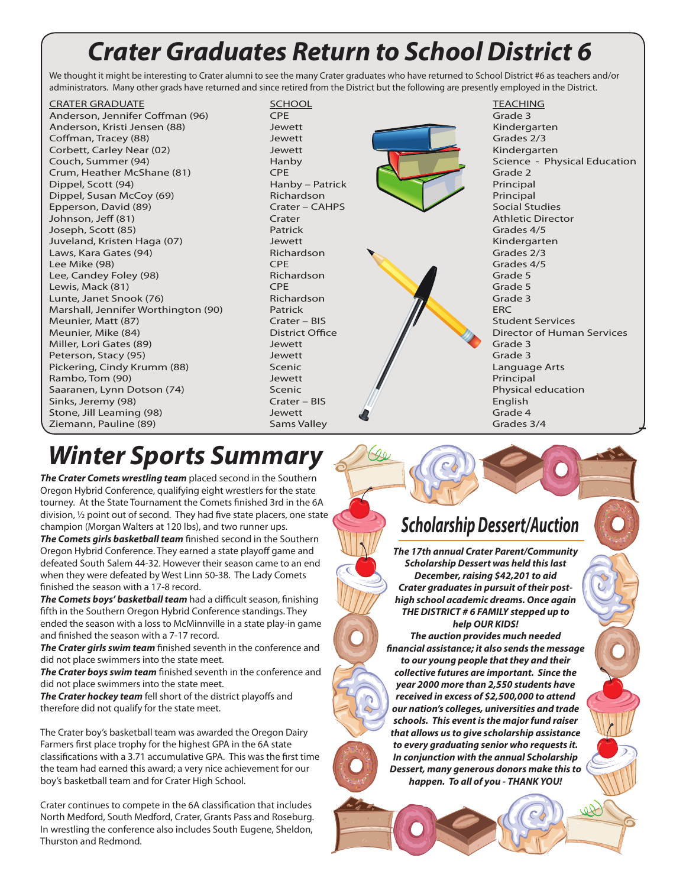# Crater Graduates Return to School District 6

We thought it might be interesting to Crater alumni to see the many Crater graduates who have returned to School District #6 as teachers and/or administrators. Many other grads have returned and since retired from the District but the following are presently employed in the District.

| CRATER GRADUATE | SCHOOL | TEACHING |
|---|---|---|
| Anderson, Jennifer Coffman (96) | CPE | Grade 3 |
| Anderson, Kristi Jensen (88) | Jewett | Kindergarten |
| Coffman, Tracey (88) | Jewett | Grades 2/3 |
| Corbett, Carley Near (02) | Jewett | Kindergarten |
| Couch, Summer (94) | Hanby | Science - Physical Education |
| Crum, Heather McShane (81) | CPE | Grade 2 |
| Dippel, Scott (94) | Hanby – Patrick | Principal |
| Dippel, Susan McCoy (69) | Richardson | Principal |
| Epperson, David (89) | Crater – CAHPS | Social Studies |
| Johnson, Jeff (81) | Crater | Athletic Director |
| Joseph, Scott (85) | Patrick | Grades 4/5 |
| Juveland, Kristen Haga (07) | Jewett | Kindergarten |
| Laws, Kara Gates (94) | Richardson | Grades 2/3 |
| Lee Mike (98) | CPE | Grades 4/5 |
| Lee, Candey Foley (98) | Richardson | Grade 5 |
| Lewis, Mack (81) | CPE | Grade 5 |
| Lunte, Janet Snook (76) | Richardson | Grade 3 |
| Marshall, Jennifer Worthington (90) | Patrick | ERC |
| Meunier, Matt (87) | Crater – BIS | Student Services |
| Meunier, Mike (84) | District Office | Director of Human Services |
| Miller, Lori Gates (89) | Jewett | Grade 3 |
| Peterson, Stacy (95) | Jewett | Grade 3 |
| Pickering, Cindy Krumm (88) | Scenic | Language Arts |
| Rambo, Tom (90) | Jewett | Principal |
| Saaranen, Lynn Dotson (74) | Scenic | Physical education |
| Sinks, Jeremy (98) | Crater – BIS | English |
| Stone, Jill Leaming (98) | Jewett | Grade 4 |
| Ziemann, Pauline (89) | Sams Valley | Grades 3/4 |

# Winter Sports Summary

***The Crater Comets wrestling team*** placed second in the Southern Oregon Hybrid Conference, qualifying eight wrestlers for the state tourney. At the State Tournament the Comets finished 3rd in the 6A division, ½ point out of second. They had five state placers, one state champion (Morgan Walters at 120 lbs), and two runner ups.

***The Comets girls basketball team*** finished second in the Southern Oregon Hybrid Conference. They earned a state playoff game and defeated South Salem 44-32. However their season came to an end when they were defeated by West Linn 50-38. The Lady Comets finished the season with a 17-8 record.

***The Comets boys' basketball team*** had a difficult season, finishing fifth in the Southern Oregon Hybrid Conference standings. They ended the season with a loss to McMinnville in a state play-in game and finished the season with a 7-17 record.

***The Crater girls swim team*** finished seventh in the conference and did not place swimmers into the state meet.

***The Crater boys swim team*** finished seventh in the conference and did not place swimmers into the state meet.

***The Crater hockey team*** fell short of the district playoffs and therefore did not qualify for the state meet.

The Crater boy's basketball team was awarded the Oregon Dairy Farmers first place trophy for the highest GPA in the 6A state classifications with a 3.71 accumulative GPA. This was the first time the team had earned this award; a very nice achievement for our boy's basketball team and for Crater High School.

Crater continues to compete in the 6A classification that includes North Medford, South Medford, Crater, Grants Pass and Roseburg. In wrestling the conference also includes South Eugene, Sheldon, Thurston and Redmond.

## Scholarship Dessert/Auction

***The 17th annual Crater Parent/Community Scholarship Dessert was held this last December, raising $42,201 to aid Crater graduates in pursuit of their post-high school academic dreams. Once again THE DISTRICT # 6 FAMILY stepped up to help OUR KIDS!***

***The auction provides much needed financial assistance; it also sends the message to our young people that they and their collective futures are important. Since the year 2000 more than 2,550 students have received in excess of $2,500,000 to attend our nation's colleges, universities and trade schools. This event is the major fund raiser that allows us to give scholarship assistance to every graduating senior who requests it. In conjunction with the annual Scholarship Dessert, many generous donors make this to happen. To all of you - THANK YOU!***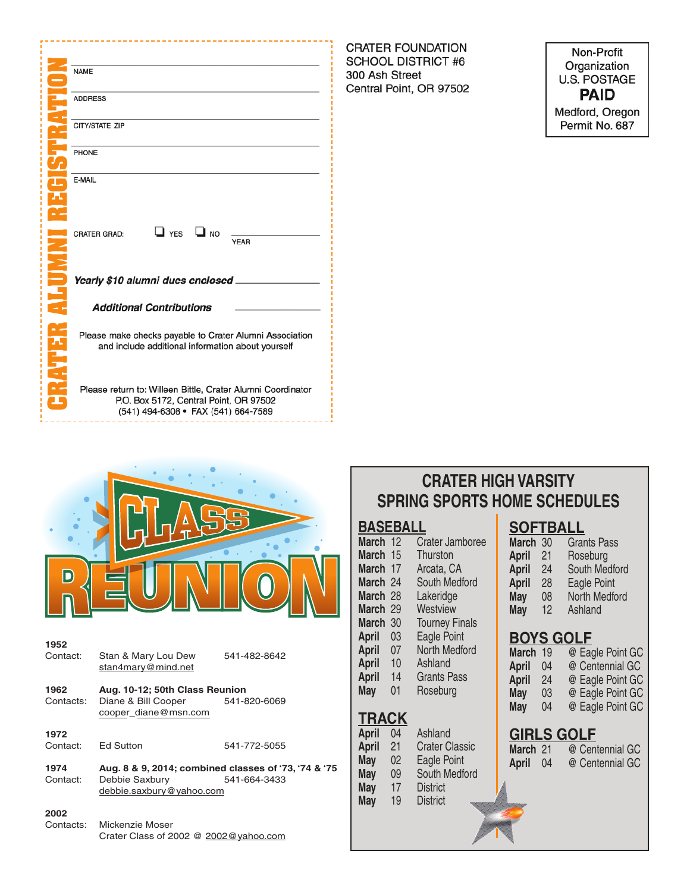# CRATER ALUMNI REGISTRATION

NAME

ADDRESS

CITY/STATE ZIP

PHONE

E-MAIL

CRATER GRAD: ❑ YES ❑ NO ____________ YEAR

***Yearly $10 alumni dues enclosed*** ____________

***Additional Contributions*** ____________

Please make checks payable to Crater Alumni Association and include additional information about yourself

Please return to: Willeen Bittle, Crater Alumni Coordinator
P.O. Box 5172, Central Point, OR 97502
(541) 494-6308 • FAX (541) 664-7589

CRATER FOUNDATION
SCHOOL DISTRICT #6
300 Ash Street
Central Point, OR 97502

Non-Profit
Organization
U.S. POSTAGE
**PAID**
Medford, Oregon
Permit No. 687

# CLASS REUNION

**1952**
Contact: Stan & Mary Lou Dew 541-482-8642
stan4mary@mind.net

**1962** **Aug. 10-12; 50th Class Reunion**
Contacts: Diane & Bill Cooper 541-820-6069
cooper_diane@msn.com

**1972**
Contact: Ed Sutton 541-772-5055

**1974** **Aug. 8 & 9, 2014; combined classes of '73, '74 & '75**
Contact: Debbie Saxbury 541-664-3433
debbie.saxbury@yahoo.com

**2002**
Contacts: Mickenzie Moser
Crater Class of 2002 @ 2002@yahoo.com

# CRATER HIGH VARSITY SPRING SPORTS HOME SCHEDULES

## BASEBALL

| | | |
|---|---|---|
| March | 12 | Crater Jamboree |
| March | 15 | Thurston |
| March | 17 | Arcata, CA |
| March | 24 | South Medford |
| March | 28 | Lakeridge |
| March | 29 | Westview |
| March | 30 | Tourney Finals |
| April | 03 | Eagle Point |
| April | 07 | North Medford |
| April | 10 | Ashland |
| April | 14 | Grants Pass |
| May | 01 | Roseburg |

## TRACK

| | | |
|---|---|---|
| April | 04 | Ashland |
| April | 21 | Crater Classic |
| May | 02 | Eagle Point |
| May | 09 | South Medford |
| May | 17 | District |
| May | 19 | District |

## SOFTBALL

| | | |
|---|---|---|
| March | 30 | Grants Pass |
| April | 21 | Roseburg |
| April | 24 | South Medford |
| April | 28 | Eagle Point |
| May | 08 | North Medford |
| May | 12 | Ashland |

## BOYS GOLF

| | | |
|---|---|---|
| March | 19 | @ Eagle Point GC |
| April | 04 | @ Centennial GC |
| April | 24 | @ Eagle Point GC |
| May | 03 | @ Eagle Point GC |
| May | 04 | @ Eagle Point GC |

## GIRLS GOLF

| | | |
|---|---|---|
| March | 21 | @ Centennial GC |
| April | 04 | @ Centennial GC |